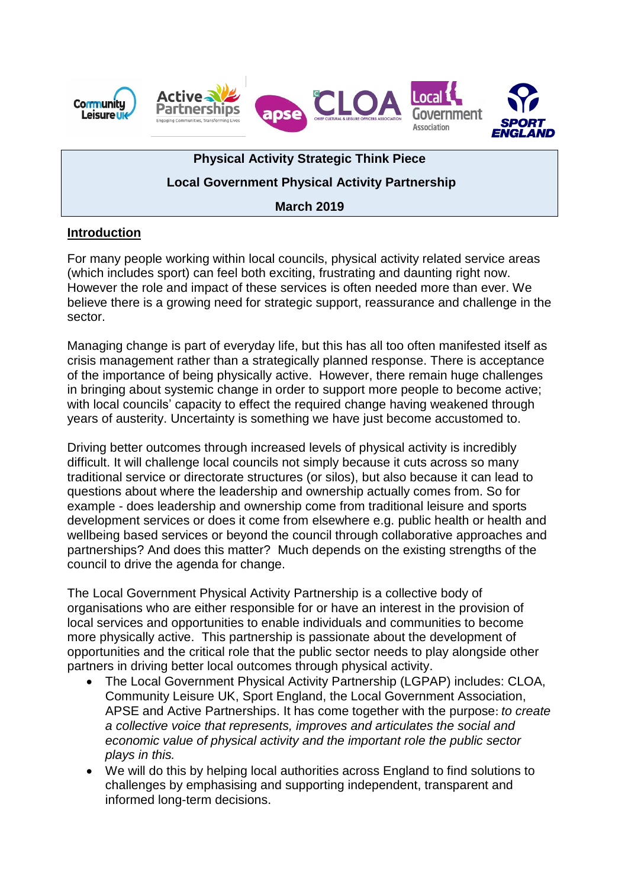**Physical Activity Strategic Think Piece**

**Local Government Physical Activity Partnership**

**March 2019**

## Introduction

For many people working within local councils, physical activity related service areas (which includes sport) can feel both exciting, frustrating and daunting right now. However the role and impact of these services is often needed more than ever. We believe there is a growing need for strategic support, reassurance and challenge in the sector.

Managing change is part of everyday life, but this has all too often manifested itself as crisis management rather than a strategically planned response. There is acceptance of the importance of being physically active. However, there remain huge challenges in bringing about systemic change in order to support more people to become active; with local councils' capacity to effect the required change having weakened through years of austerity. Uncertainty is something we have just become accustomed to.

Driving better outcomes through increased levels of physical activity is incredibly difficult. It will challenge local councils not simply because it cuts across so many traditional service or directorate structures (or silos), but also because it can lead to questions about where the leadership and ownership actually comes from. So for example - does leadership and ownership come from traditional leisure and sports development services or does it come from elsewhere e.g. public health or health and wellbeing based services or beyond the council through collaborative approaches and partnerships? And does this matter? Much depends on the existing strengths of the council to drive the agenda for change.

The Local Government Physical Activity Partnership is a collective body of organisations who are either responsible for or have an interest in the provision of local services and opportunities to enable individuals and communities to become more physically active. This partnership is passionate about the development of opportunities and the critical role that the public sector needs to play alongside other partners in driving better local outcomes through physical activity.

- The Local Government Physical Activity Partnership (LGPAP) includes: CLOA, Community Leisure UK, Sport England, the Local Government Association, APSE and Active Partnerships. It has come together with the purpose: *to create a collective voice that represents, improves and articulates the social and economic value of physical activity and the important role the public sector plays in this.*
- We will do this by helping local authorities across England to find solutions to challenges by emphasising and supporting independent, transparent and informed long-term decisions.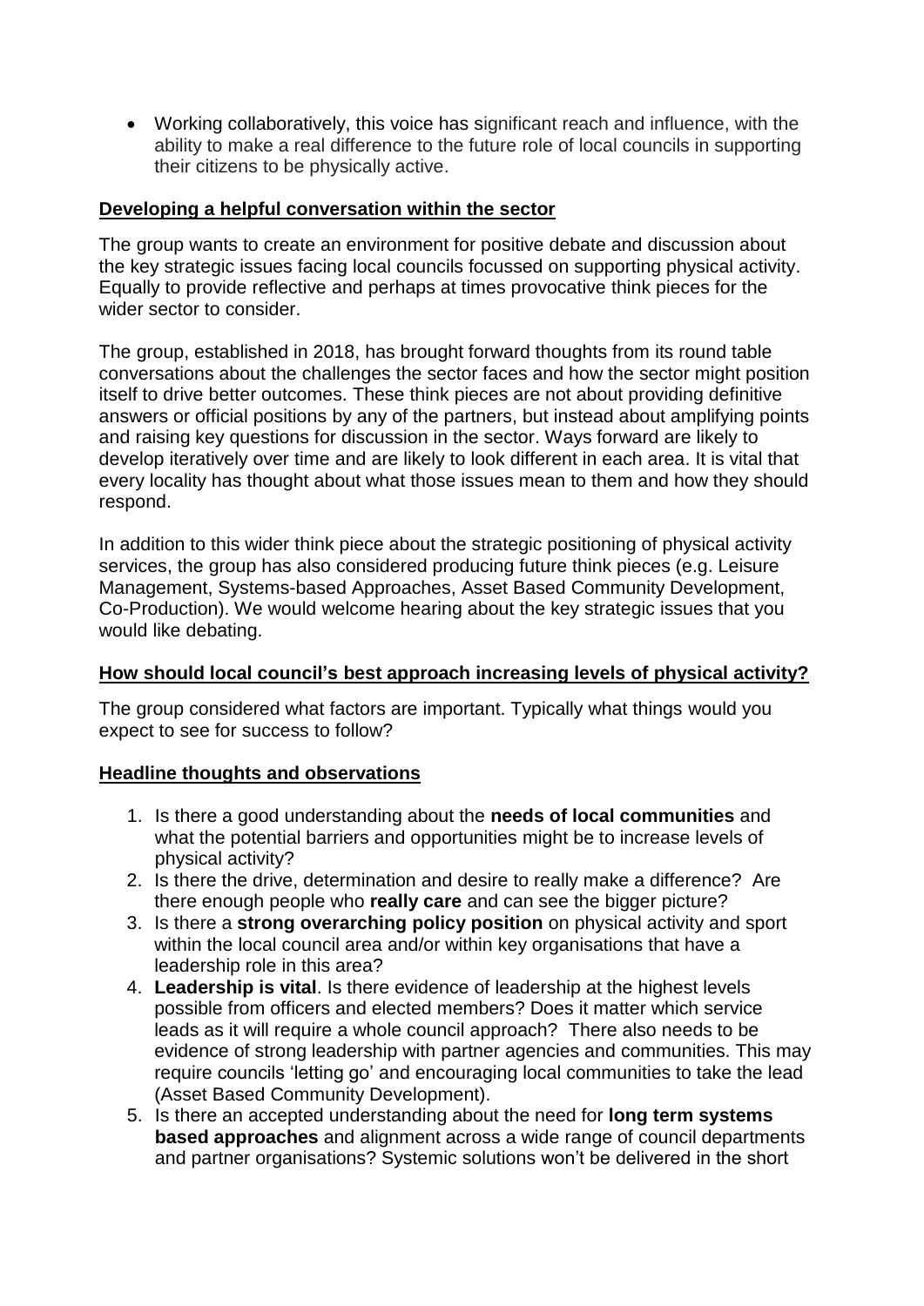- Working collaboratively, this voice has significant reach and influence, with the ability to make a real difference to the future role of local councils in supporting their citizens to be physically active.

## Developing a helpful conversation within the sector

The group wants to create an environment for positive debate and discussion about the key strategic issues facing local councils focussed on supporting physical activity. Equally to provide reflective and perhaps at times provocative think pieces for the wider sector to consider.

The group, established in 2018, has brought forward thoughts from its round table conversations about the challenges the sector faces and how the sector might position itself to drive better outcomes. These think pieces are not about providing definitive answers or official positions by any of the partners, but instead about amplifying points and raising key questions for discussion in the sector. Ways forward are likely to develop iteratively over time and are likely to look different in each area. It is vital that every locality has thought about what those issues mean to them and how they should respond.

In addition to this wider think piece about the strategic positioning of physical activity services, the group has also considered producing future think pieces (e.g. Leisure Management, Systems-based Approaches, Asset Based Community Development, Co-Production). We would welcome hearing about the key strategic issues that you would like debating.

## How should local council's best approach increasing levels of physical activity?

The group considered what factors are important. Typically what things would you expect to see for success to follow?

## Headline thoughts and observations

1. Is there a good understanding about the **needs of local communities** and what the potential barriers and opportunities might be to increase levels of physical activity?
2. Is there the drive, determination and desire to really make a difference? Are there enough people who **really care** and can see the bigger picture?
3. Is there a **strong overarching policy position** on physical activity and sport within the local council area and/or within key organisations that have a leadership role in this area?
4. **Leadership is vital**. Is there evidence of leadership at the highest levels possible from officers and elected members? Does it matter which service leads as it will require a whole council approach? There also needs to be evidence of strong leadership with partner agencies and communities. This may require councils 'letting go' and encouraging local communities to take the lead (Asset Based Community Development).
5. Is there an accepted understanding about the need for **long term systems based approaches** and alignment across a wide range of council departments and partner organisations? Systemic solutions won't be delivered in the short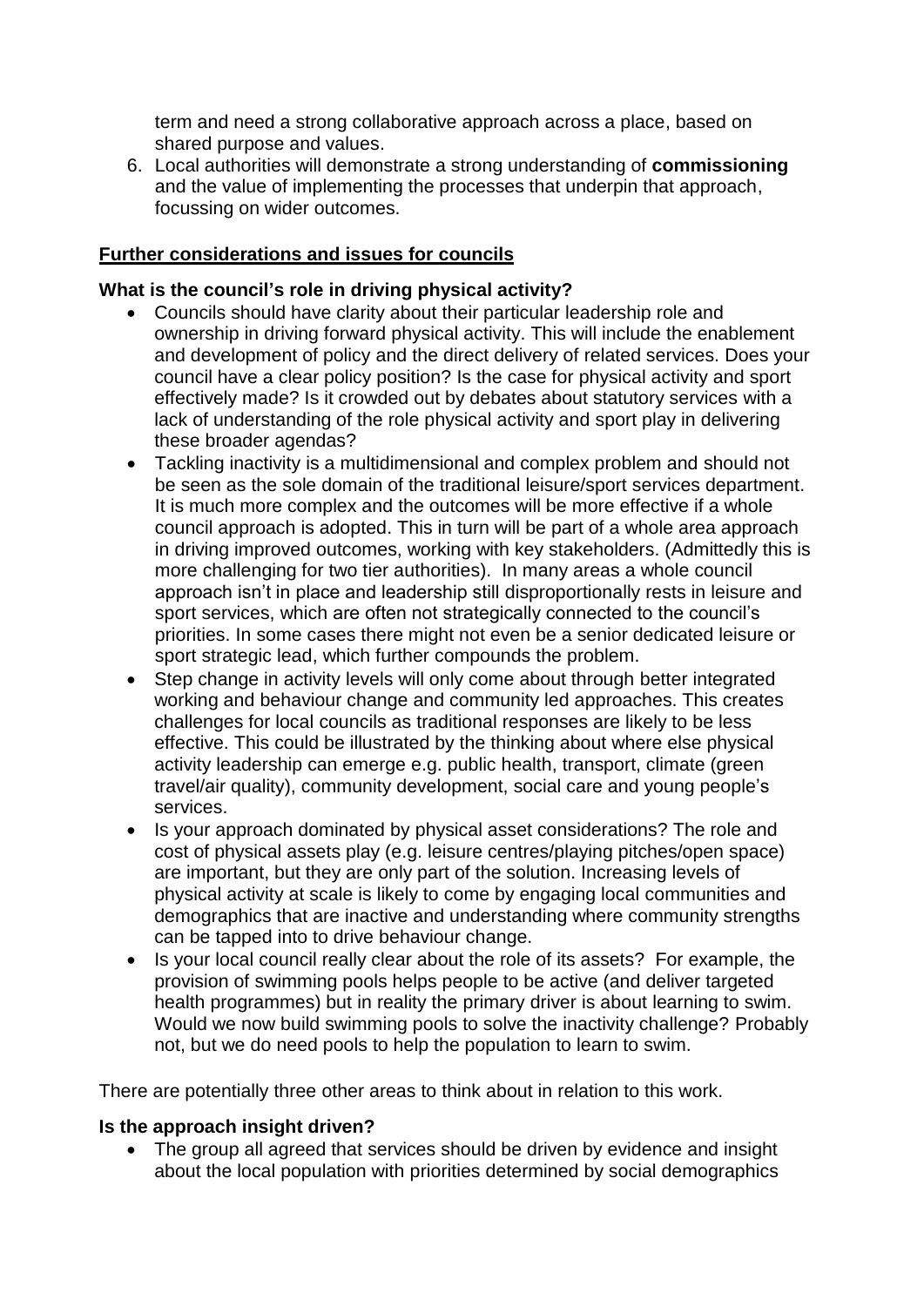term and need a strong collaborative approach across a place, based on shared purpose and values.

6. Local authorities will demonstrate a strong understanding of **commissioning** and the value of implementing the processes that underpin that approach, focussing on wider outcomes.

**Further considerations and issues for councils**

**What is the council's role in driving physical activity?**

- Councils should have clarity about their particular leadership role and ownership in driving forward physical activity. This will include the enablement and development of policy and the direct delivery of related services. Does your council have a clear policy position? Is the case for physical activity and sport effectively made? Is it crowded out by debates about statutory services with a lack of understanding of the role physical activity and sport play in delivering these broader agendas?
- Tackling inactivity is a multidimensional and complex problem and should not be seen as the sole domain of the traditional leisure/sport services department. It is much more complex and the outcomes will be more effective if a whole council approach is adopted. This in turn will be part of a whole area approach in driving improved outcomes, working with key stakeholders. (Admittedly this is more challenging for two tier authorities). In many areas a whole council approach isn't in place and leadership still disproportionally rests in leisure and sport services, which are often not strategically connected to the council's priorities. In some cases there might not even be a senior dedicated leisure or sport strategic lead, which further compounds the problem.
- Step change in activity levels will only come about through better integrated working and behaviour change and community led approaches. This creates challenges for local councils as traditional responses are likely to be less effective. This could be illustrated by the thinking about where else physical activity leadership can emerge e.g. public health, transport, climate (green travel/air quality), community development, social care and young people's services.
- Is your approach dominated by physical asset considerations? The role and cost of physical assets play (e.g. leisure centres/playing pitches/open space) are important, but they are only part of the solution. Increasing levels of physical activity at scale is likely to come by engaging local communities and demographics that are inactive and understanding where community strengths can be tapped into to drive behaviour change.
- Is your local council really clear about the role of its assets? For example, the provision of swimming pools helps people to be active (and deliver targeted health programmes) but in reality the primary driver is about learning to swim. Would we now build swimming pools to solve the inactivity challenge? Probably not, but we do need pools to help the population to learn to swim.

There are potentially three other areas to think about in relation to this work.

**Is the approach insight driven?**

- The group all agreed that services should be driven by evidence and insight about the local population with priorities determined by social demographics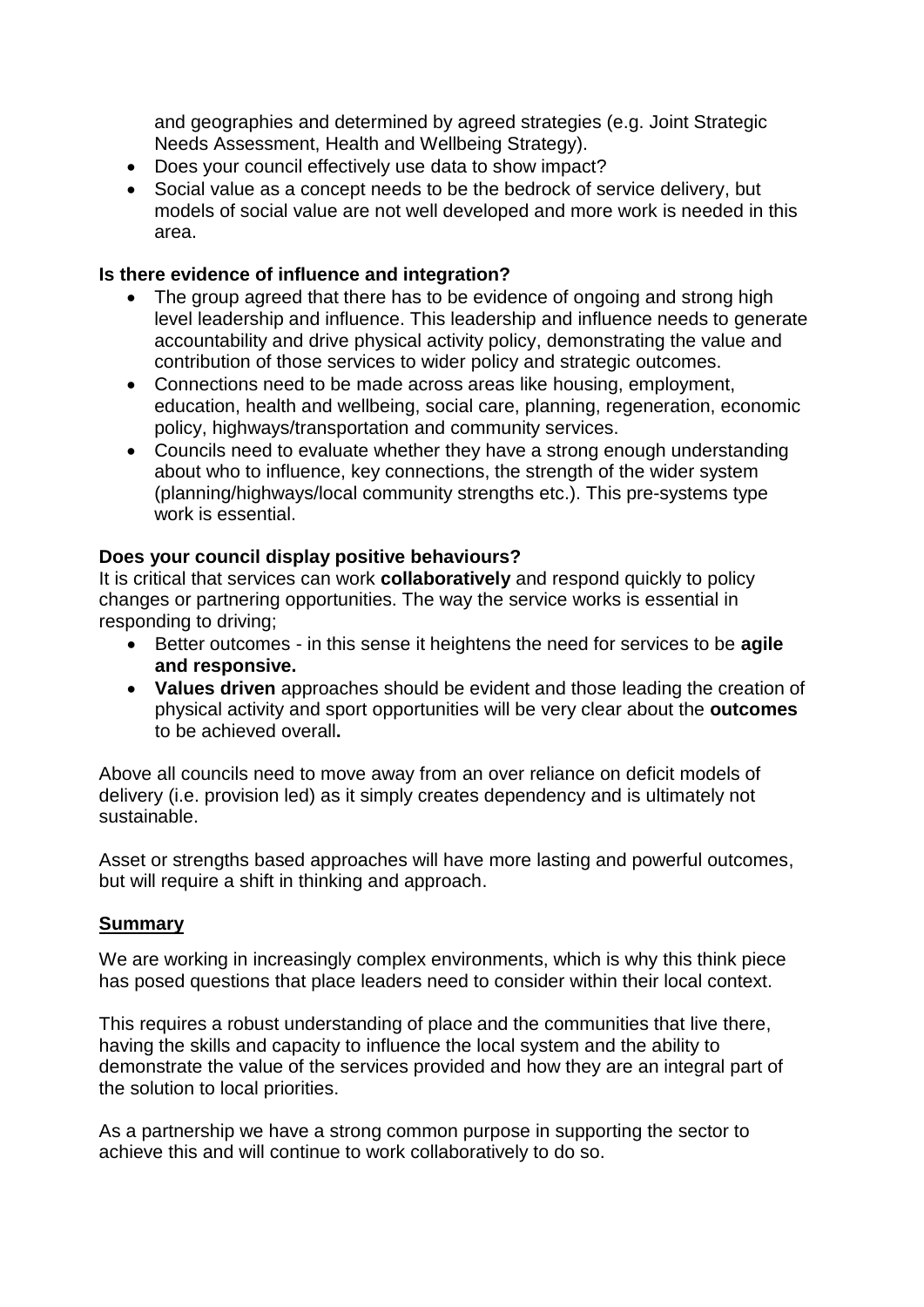and geographies and determined by agreed strategies (e.g. Joint Strategic Needs Assessment, Health and Wellbeing Strategy).
- Does your council effectively use data to show impact?
- Social value as a concept needs to be the bedrock of service delivery, but models of social value are not well developed and more work is needed in this area.

**Is there evidence of influence and integration?**

- The group agreed that there has to be evidence of ongoing and strong high level leadership and influence. This leadership and influence needs to generate accountability and drive physical activity policy, demonstrating the value and contribution of those services to wider policy and strategic outcomes.
- Connections need to be made across areas like housing, employment, education, health and wellbeing, social care, planning, regeneration, economic policy, highways/transportation and community services.
- Councils need to evaluate whether they have a strong enough understanding about who to influence, key connections, the strength of the wider system (planning/highways/local community strengths etc.). This pre-systems type work is essential.

**Does your council display positive behaviours?**

It is critical that services can work **collaboratively** and respond quickly to policy changes or partnering opportunities. The way the service works is essential in responding to driving;

- Better outcomes - in this sense it heightens the need for services to be **agile and responsive.**
- **Values driven** approaches should be evident and those leading the creation of physical activity and sport opportunities will be very clear about the **outcomes** to be achieved overall**.**

Above all councils need to move away from an over reliance on deficit models of delivery (i.e. provision led) as it simply creates dependency and is ultimately not sustainable.

Asset or strengths based approaches will have more lasting and powerful outcomes, but will require a shift in thinking and approach.

**<u>Summary</u>**

We are working in increasingly complex environments, which is why this think piece has posed questions that place leaders need to consider within their local context.

This requires a robust understanding of place and the communities that live there, having the skills and capacity to influence the local system and the ability to demonstrate the value of the services provided and how they are an integral part of the solution to local priorities.

As a partnership we have a strong common purpose in supporting the sector to achieve this and will continue to work collaboratively to do so.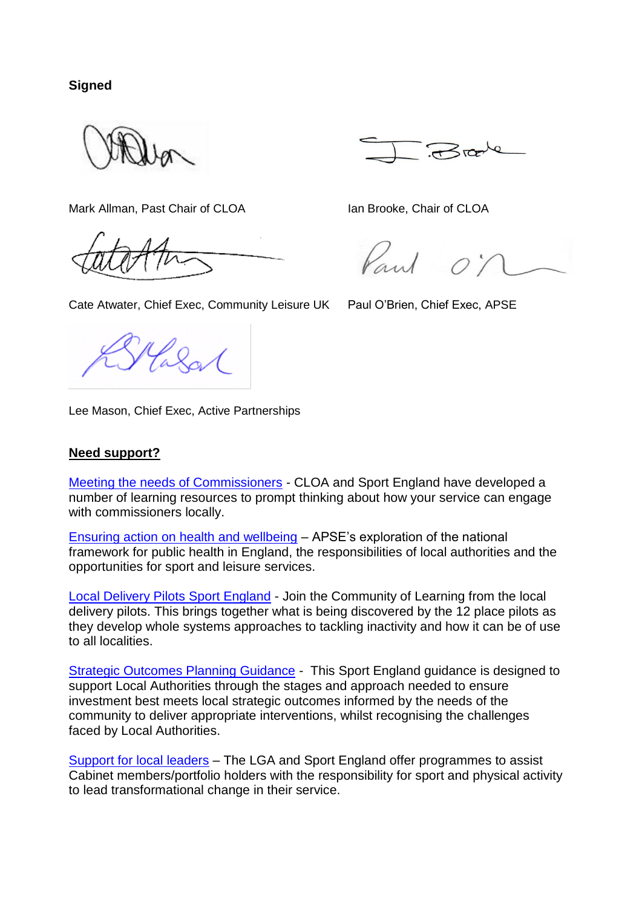**Signed**

Mark Allman, Past Chair of CLOA

Ian Brooke, Chair of CLOA

Cate Atwater, Chief Exec, Community Leisure UK

Paul O'Brien, Chief Exec, APSE

Lee Mason, Chief Exec, Active Partnerships

**Need support?**

Meeting the needs of Commissioners - CLOA and Sport England have developed a number of learning resources to prompt thinking about how your service can engage with commissioners locally.

Ensuring action on health and wellbeing – APSE's exploration of the national framework for public health in England, the responsibilities of local authorities and the opportunities for sport and leisure services.

Local Delivery Pilots Sport England - Join the Community of Learning from the local delivery pilots. This brings together what is being discovered by the 12 place pilots as they develop whole systems approaches to tackling inactivity and how it can be of use to all localities.

Strategic Outcomes Planning Guidance - This Sport England guidance is designed to support Local Authorities through the stages and approach needed to ensure investment best meets local strategic outcomes informed by the needs of the community to deliver appropriate interventions, whilst recognising the challenges faced by Local Authorities.

Support for local leaders – The LGA and Sport England offer programmes to assist Cabinet members/portfolio holders with the responsibility for sport and physical activity to lead transformational change in their service.